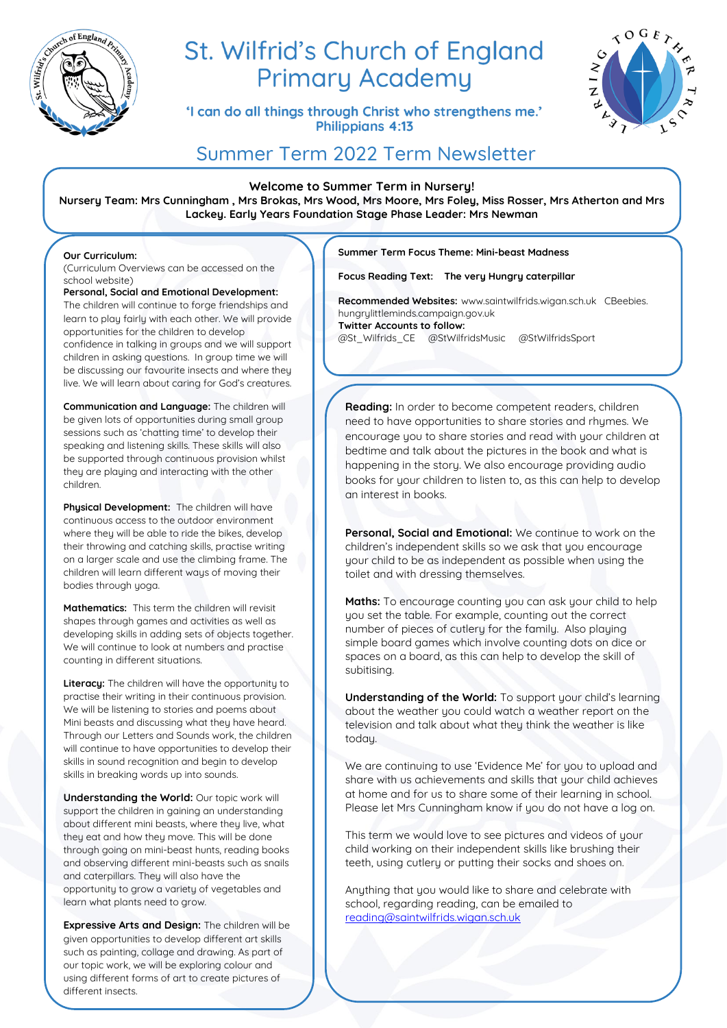# St. Wilfrid's Church of England Primary Academy

**'I can do all things through Christ who strengthens me.'**
**Philippians 4:13**

## Summer Term 2022 Term Newsletter

**Welcome to Summer Term in Nursery!**
**Nursery Team: Mrs Cunningham , Mrs Brokas, Mrs Wood, Mrs Moore, Mrs Foley, Miss Rosser, Mrs Atherton and Mrs Lackey. Early Years Foundation Stage Phase Leader: Mrs Newman**

**Our Curriculum:**
(Curriculum Overviews can be accessed on the school website)

**Personal, Social and Emotional Development:** The children will continue to forge friendships and learn to play fairly with each other. We will provide opportunities for the children to develop confidence in talking in groups and we will support children in asking questions. In group time we will be discussing our favourite insects and where they live. We will learn about caring for God's creatures.

**Communication and Language:** The children will be given lots of opportunities during small group sessions such as 'chatting time' to develop their speaking and listening skills. These skills will also be supported through continuous provision whilst they are playing and interacting with the other children.

**Physical Development:** The children will have continuous access to the outdoor environment where they will be able to ride the bikes, develop their throwing and catching skills, practise writing on a larger scale and use the climbing frame. The children will learn different ways of moving their bodies through yoga.

**Mathematics:** This term the children will revisit shapes through games and activities as well as developing skills in adding sets of objects together. We will continue to look at numbers and practise counting in different situations.

**Literacy:** The children will have the opportunity to practise their writing in their continuous provision. We will be listening to stories and poems about Mini beasts and discussing what they have heard. Through our Letters and Sounds work, the children will continue to have opportunities to develop their skills in sound recognition and begin to develop skills in breaking words up into sounds.

**Understanding the World:** Our topic work will support the children in gaining an understanding about different mini beasts, where they live, what they eat and how they move. This will be done through going on mini-beast hunts, reading books and observing different mini-beasts such as snails and caterpillars. They will also have the opportunity to grow a variety of vegetables and learn what plants need to grow.

**Expressive Arts and Design:** The children will be given opportunities to develop different art skills such as painting, collage and drawing. As part of our topic work, we will be exploring colour and using different forms of art to create pictures of different insects.

**Summer Term Focus Theme: Mini-beast Madness**

**Focus Reading Text: The very Hungry caterpillar**

**Recommended Websites:** www.saintwilfrids.wigan.sch.uk CBeebies. hungrylittleminds.campaign.gov.uk
**Twitter Accounts to follow:**
@St_Wilfrids_CE @StWilfridsMusic @StWilfridsSport

**Reading:** In order to become competent readers, children need to have opportunities to share stories and rhymes. We encourage you to share stories and read with your children at bedtime and talk about the pictures in the book and what is happening in the story. We also encourage providing audio books for your children to listen to, as this can help to develop an interest in books.

**Personal, Social and Emotional:** We continue to work on the children's independent skills so we ask that you encourage your child to be as independent as possible when using the toilet and with dressing themselves.

**Maths:** To encourage counting you can ask your child to help you set the table. For example, counting out the correct number of pieces of cutlery for the family. Also playing simple board games which involve counting dots on dice or spaces on a board, as this can help to develop the skill of subitising.

**Understanding of the World:** To support your child's learning about the weather you could watch a weather report on the television and talk about what they think the weather is like today.

We are continuing to use 'Evidence Me' for you to upload and share with us achievements and skills that your child achieves at home and for us to share some of their learning in school. Please let Mrs Cunningham know if you do not have a log on.

This term we would love to see pictures and videos of your child working on their independent skills like brushing their teeth, using cutlery or putting their socks and shoes on.

Anything that you would like to share and celebrate with school, regarding reading, can be emailed to reading@saintwilfrids.wigan.sch.uk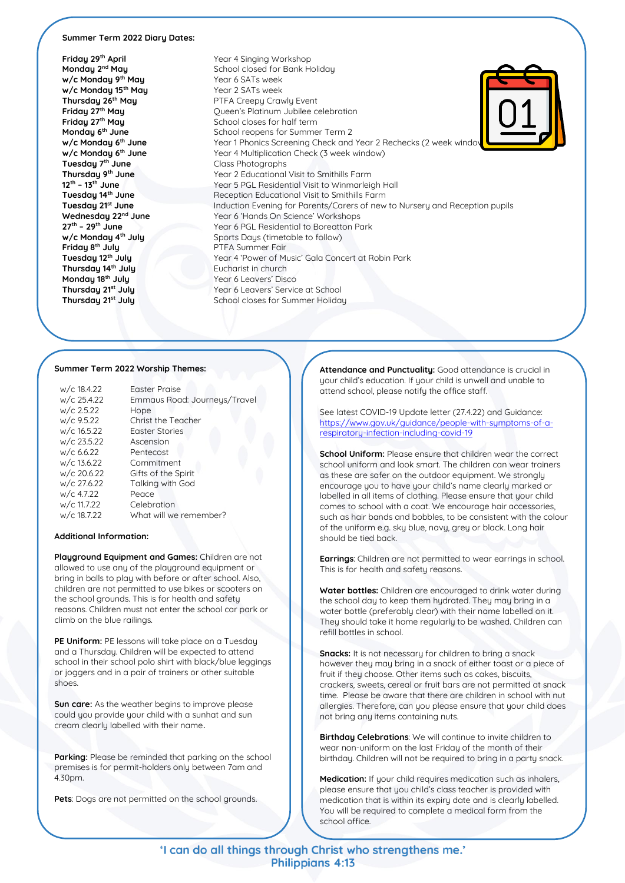**Summer Term 2022 Diary Dates:**

| | |
|---|---|
| **Friday 29th April** | Year 4 Singing Workshop |
| **Monday 2nd May** | School closed for Bank Holiday |
| **w/c Monday 9th May** | Year 6 SATs week |
| **w/c Monday 15th May** | Year 2 SATs week |
| **Thursday 26th May** | PTFA Creepy Crawly Event |
| **Friday 27th May** | Queen's Platinum Jubilee celebration |
| **Friday 27th May** | School closes for half term |
| **Monday 6th June** | School reopens for Summer Term 2 |
| **w/c Monday 6th June** | Year 1 Phonics Screening Check and Year 2 Rechecks (2 week window) |
| **w/c Monday 6th June** | Year 4 Multiplication Check (3 week window) |
| **Tuesday 7th June** | Class Photographs |
| **Thursday 9th June** | Year 2 Educational Visit to Smithills Farm |
| **12th – 13th June** | Year 5 PGL Residential Visit to Winmarleigh Hall |
| **Tuesday 14th June** | Reception Educational Visit to Smithills Farm |
| **Tuesday 21st June** | Induction Evening for Parents/Carers of new to Nursery and Reception pupils |
| **Wednesday 22nd June** | Year 6 'Hands On Science' Workshops |
| **27th – 29th June** | Year 6 PGL Residential to Boreatton Park |
| **w/c Monday 4th July** | Sports Days (timetable to follow) |
| **Friday 8th July** | PTFA Summer Fair |
| **Tuesday 12th July** | Year 4 'Power of Music' Gala Concert at Robin Park |
| **Thursday 14th July** | Eucharist in church |
| **Monday 18th July** | Year 6 Leavers' Disco |
| **Thursday 21st July** | Year 6 Leavers' Service at School |
| **Thursday 21st July** | School closes for Summer Holiday |

**Summer Term 2022 Worship Themes:**

| | |
|---|---|
| w/c 18.4.22 | Easter Praise |
| w/c 25.4.22 | Emmaus Road: Journeys/Travel |
| w/c 2.5.22 | Hope |
| w/c 9.5.22 | Christ the Teacher |
| w/c 16.5.22 | Easter Stories |
| w/c 23.5.22 | Ascension |
| w/c 6.6.22 | Pentecost |
| w/c 13.6.22 | Commitment |
| w/c 20.6.22 | Gifts of the Spirit |
| w/c 27.6.22 | Talking with God |
| w/c 4.7.22 | Peace |
| w/c 11.7.22 | Celebration |
| w/c 18.7.22 | What will we remember? |

**Additional Information:**

**Playground Equipment and Games:** Children are not allowed to use any of the playground equipment or bring in balls to play with before or after school. Also, children are not permitted to use bikes or scooters on the school grounds. This is for health and safety reasons. Children must not enter the school car park or climb on the blue railings.

**PE Uniform:** PE lessons will take place on a Tuesday and a Thursday. Children will be expected to attend school in their school polo shirt with black/blue leggings or joggers and in a pair of trainers or other suitable shoes.

**Sun care:** As the weather begins to improve please could you provide your child with a sunhat and sun cream clearly labelled with their name.

**Parking:** Please be reminded that parking on the school premises is for permit-holders only between 7am and 4.30pm.

**Pets**: Dogs are not permitted on the school grounds.

**Attendance and Punctuality:** Good attendance is crucial in your child's education. If your child is unwell and unable to attend school, please notify the office staff.

See latest COVID-19 Update letter (27.4.22) and Guidance: https://www.gov.uk/guidance/people-with-symptoms-of-a-respiratory-infection-including-covid-19

**School Uniform:** Please ensure that children wear the correct school uniform and look smart. The children can wear trainers as these are safer on the outdoor equipment. We strongly encourage you to have your child's name clearly marked or labelled in all items of clothing. Please ensure that your child comes to school with a coat. We encourage hair accessories, such as hair bands and bobbles, to be consistent with the colour of the uniform e.g. sky blue, navy, grey or black. Long hair should be tied back.

**Earrings**: Children are not permitted to wear earrings in school. This is for health and safety reasons.

**Water bottles:** Children are encouraged to drink water during the school day to keep them hydrated. They may bring in a water bottle (preferably clear) with their name labelled on it. They should take it home regularly to be washed. Children can refill bottles in school.

**Snacks:** It is not necessary for children to bring a snack however they may bring in a snack of either toast or a piece of fruit if they choose. Other items such as cakes, biscuits, crackers, sweets, cereal or fruit bars are not permitted at snack time. Please be aware that there are children in school with nut allergies. Therefore, can you please ensure that your child does not bring any items containing nuts.

**Birthday Celebrations**: We will continue to invite children to wear non-uniform on the last Friday of the month of their birthday. Children will not be required to bring in a party snack.

**Medication:** If your child requires medication such as inhalers, please ensure that you child's class teacher is provided with medication that is within its expiry date and is clearly labelled. You will be required to complete a medical form from the school office.

'I can do all things through Christ who strengthens me.'
Philippians 4:13